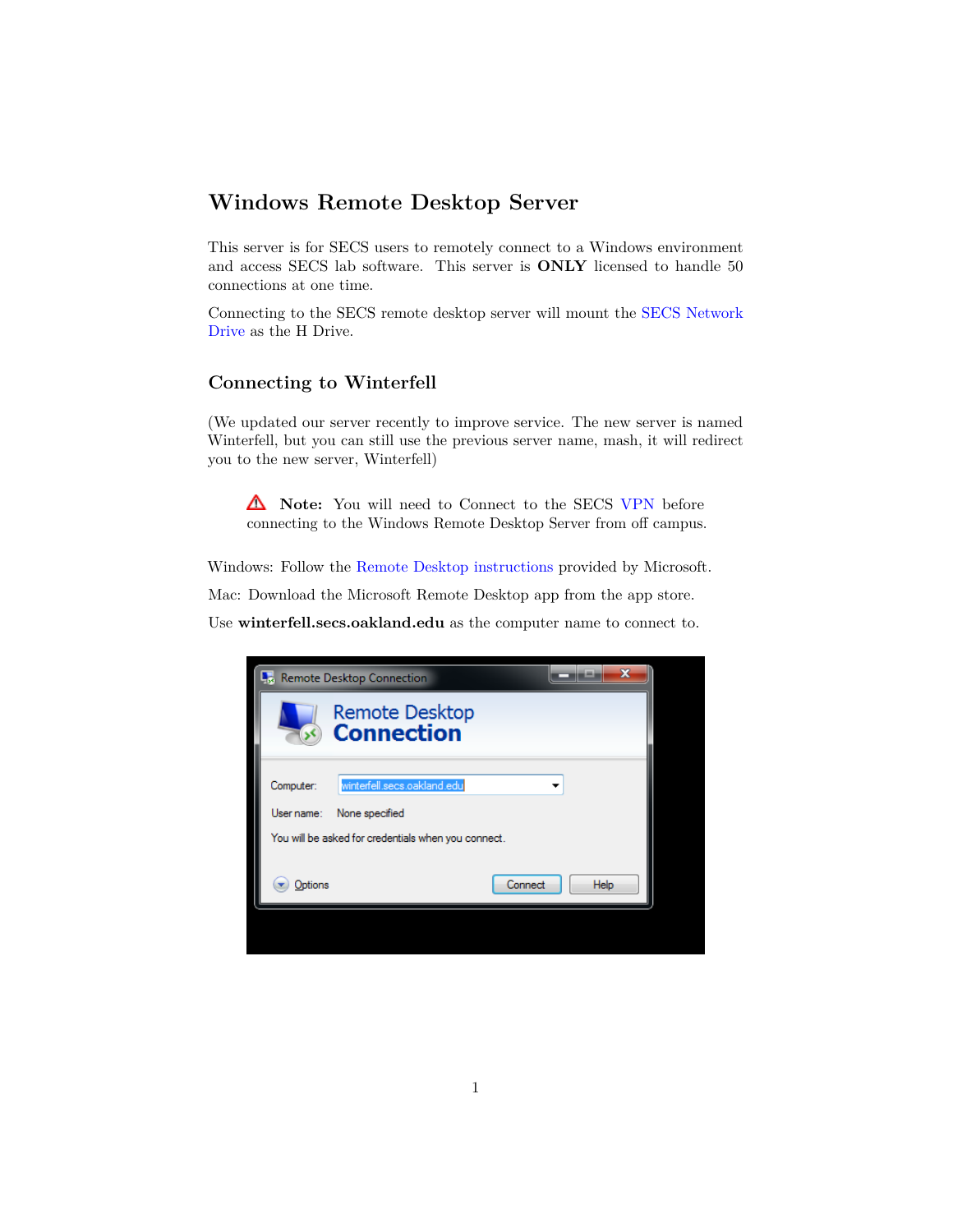# Windows Remote Desktop Server

This server is for SECS users to remotely connect to a Windows environment and access SECS lab software. This server is **ONLY** licensed to handle 50 connections at one time.

Connecting to the SECS remote desktop server will mount the SECS Network Drive as the H Drive.

## Connecting to Winterfell

(We updated our server recently to improve service. The new server is named Winterfell, but you can still use the previous server name, mash, it will redirect you to the new server, Winterfell)

> ⚠ **Note:** You will need to Connect to the SECS VPN before connecting to the Windows Remote Desktop Server from off campus.

Windows: Follow the Remote Desktop instructions provided by Microsoft.

Mac: Download the Microsoft Remote Desktop app from the app store.

Use **winterfell.secs.oakland.edu** as the computer name to connect to.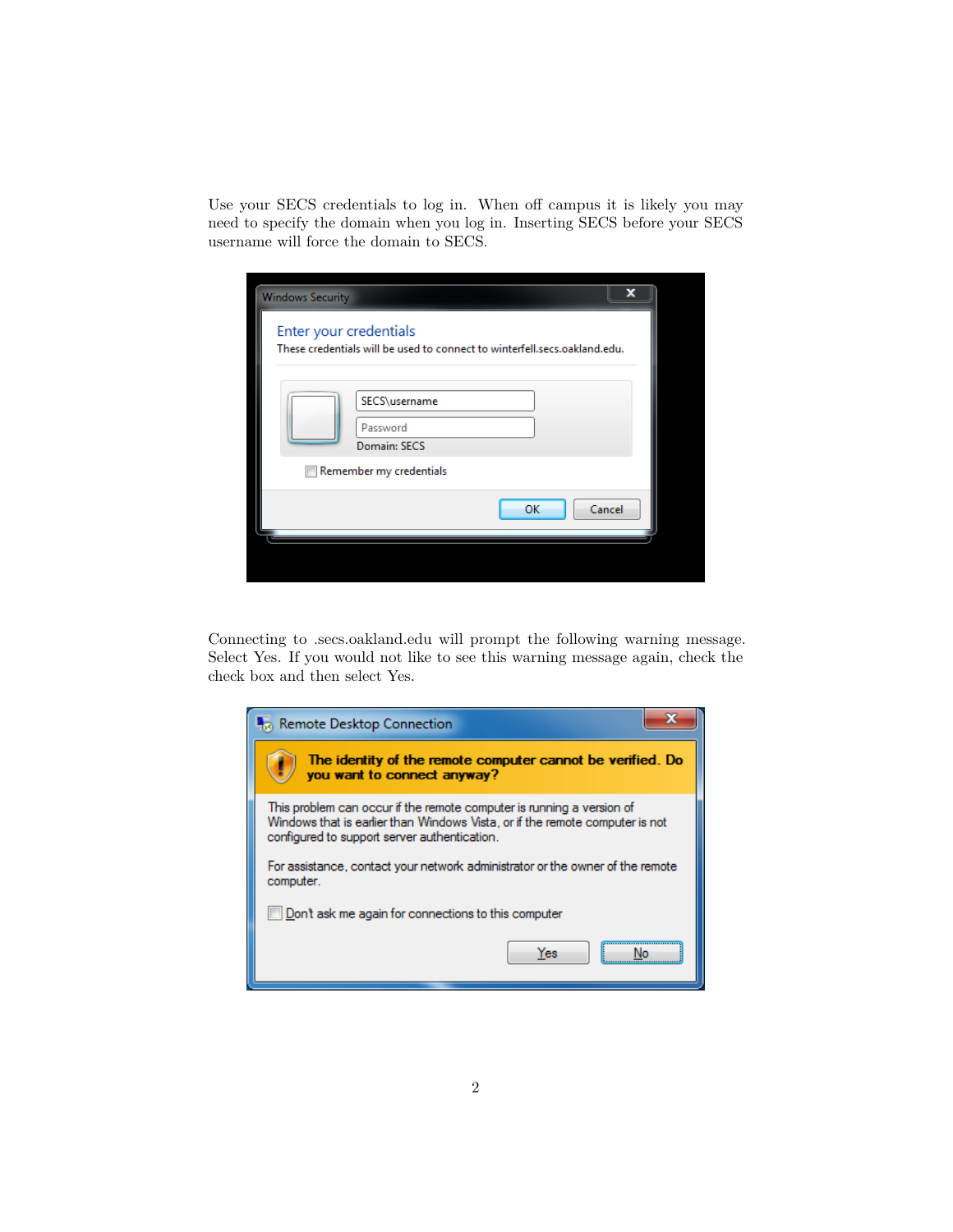Use your SECS credentials to log in. When off campus it is likely you may need to specify the domain when you log in. Inserting SECS before your SECS username will force the domain to SECS.

Connecting to .secs.oakland.edu will prompt the following warning message. Select Yes. If you would not like to see this warning message again, check the check box and then select Yes.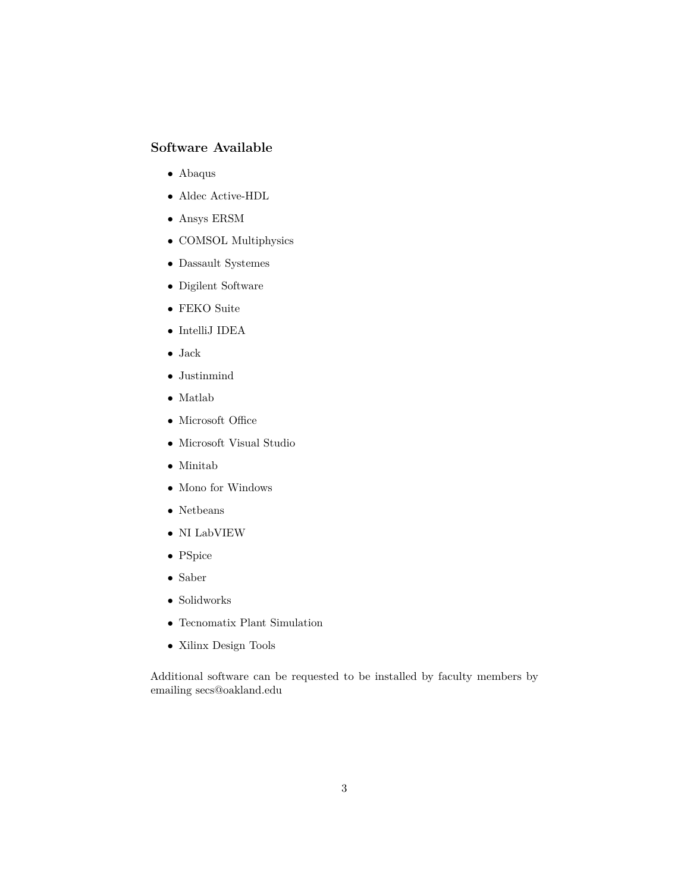### Software Available

- Abaqus
- Aldec Active-HDL
- Ansys ERSM
- COMSOL Multiphysics
- Dassault Systemes
- Digilent Software
- FEKO Suite
- IntelliJ IDEA
- Jack
- Justinmind
- Matlab
- Microsoft Office
- Microsoft Visual Studio
- Minitab
- Mono for Windows
- Netbeans
- NI LabVIEW
- PSpice
- Saber
- Solidworks
- Tecnomatix Plant Simulation
- Xilinx Design Tools

Additional software can be requested to be installed by faculty members by emailing secs@oakland.edu